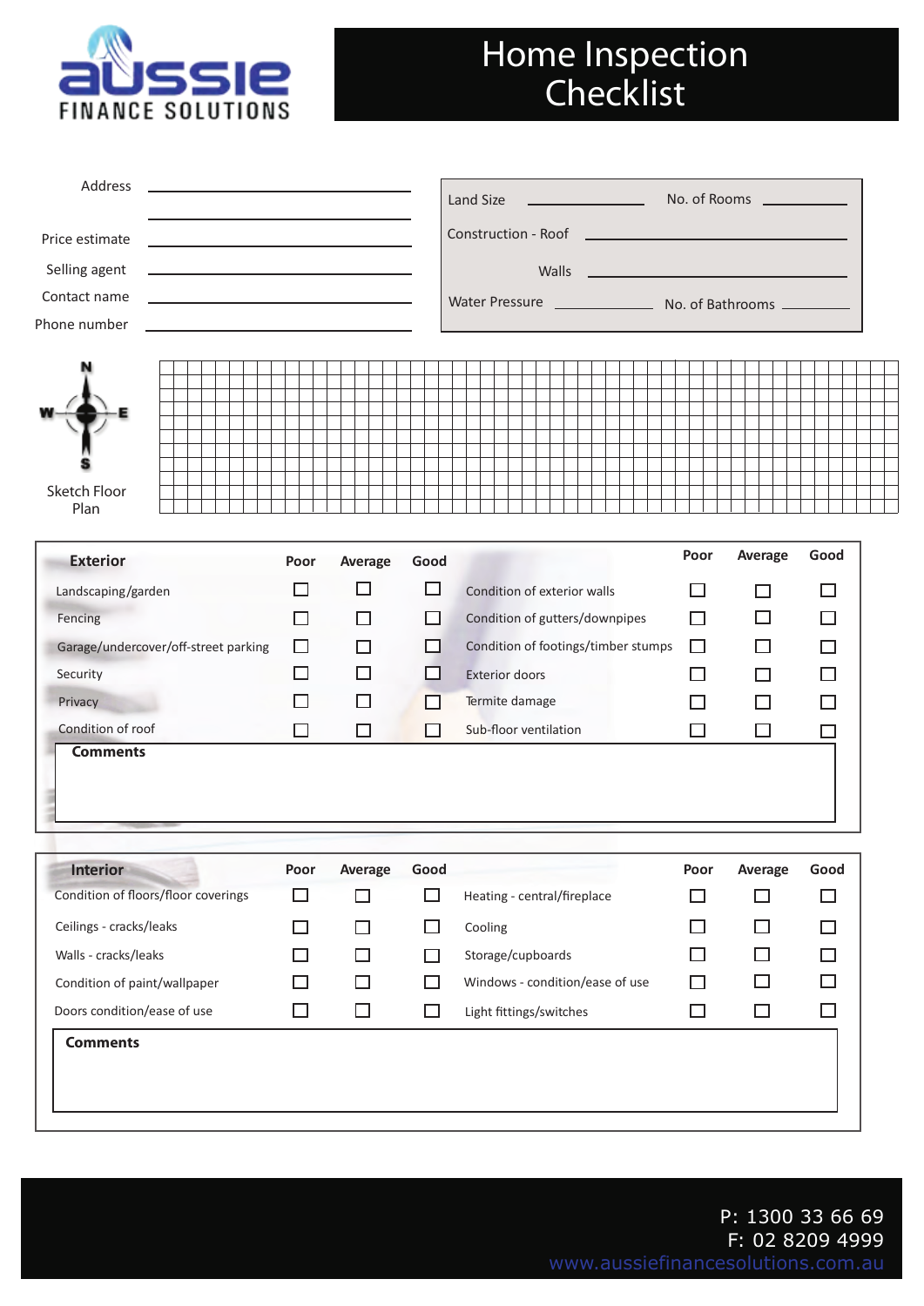AUSSIE FINANCE SOLUTIONS

# Home Inspection Checklist

Address ______________________________

______________________________

Price estimate ______________________________

Selling agent ______________________________

Contact name ______________________________

Phone number ______________________________

Land Size ____________ No. of Rooms ____________

Construction - Roof ______________________________

Walls ______________________________

Water Pressure ____________ No. of Bathrooms ____________

N
W E
S

Sketch Floor Plan

| Exterior | Poor | Average | Good | | Poor | Average | Good |
|---|---|---|---|---|---|---|---|
| Landscaping/garden | ☐ | ☐ | ☐ | Condition of exterior walls | ☐ | ☐ | ☐ |
| Fencing | ☐ | ☐ | ☐ | Condition of gutters/downpipes | ☐ | ☐ | ☐ |
| Garage/undercover/off-street parking | ☐ | ☐ | ☐ | Condition of footings/timber stumps | ☐ | ☐ | ☐ |
| Security | ☐ | ☐ | ☐ | Exterior doors | ☐ | ☐ | ☐ |
| Privacy | ☐ | ☐ | ☐ | Termite damage | ☐ | ☐ | ☐ |
| Condition of roof | ☐ | ☐ | ☐ | Sub-floor ventilation | ☐ | ☐ | ☐ |

**Comments**

| Interior | Poor | Average | Good | | Poor | Average | Good |
|---|---|---|---|---|---|---|---|
| Condition of floors/floor coverings | ☐ | ☐ | ☐ | Heating - central/fireplace | ☐ | ☐ | ☐ |
| Ceilings - cracks/leaks | ☐ | ☐ | ☐ | Cooling | ☐ | ☐ | ☐ |
| Walls - cracks/leaks | ☐ | ☐ | ☐ | Storage/cupboards | ☐ | ☐ | ☐ |
| Condition of paint/wallpaper | ☐ | ☐ | ☐ | Windows - condition/ease of use | ☐ | ☐ | ☐ |
| Doors condition/ease of use | ☐ | ☐ | ☐ | Light fittings/switches | ☐ | ☐ | ☐ |

**Comments**

P: 1300 33 66 69
F: 02 8209 4999
www.aussiefinancesolutions.com.au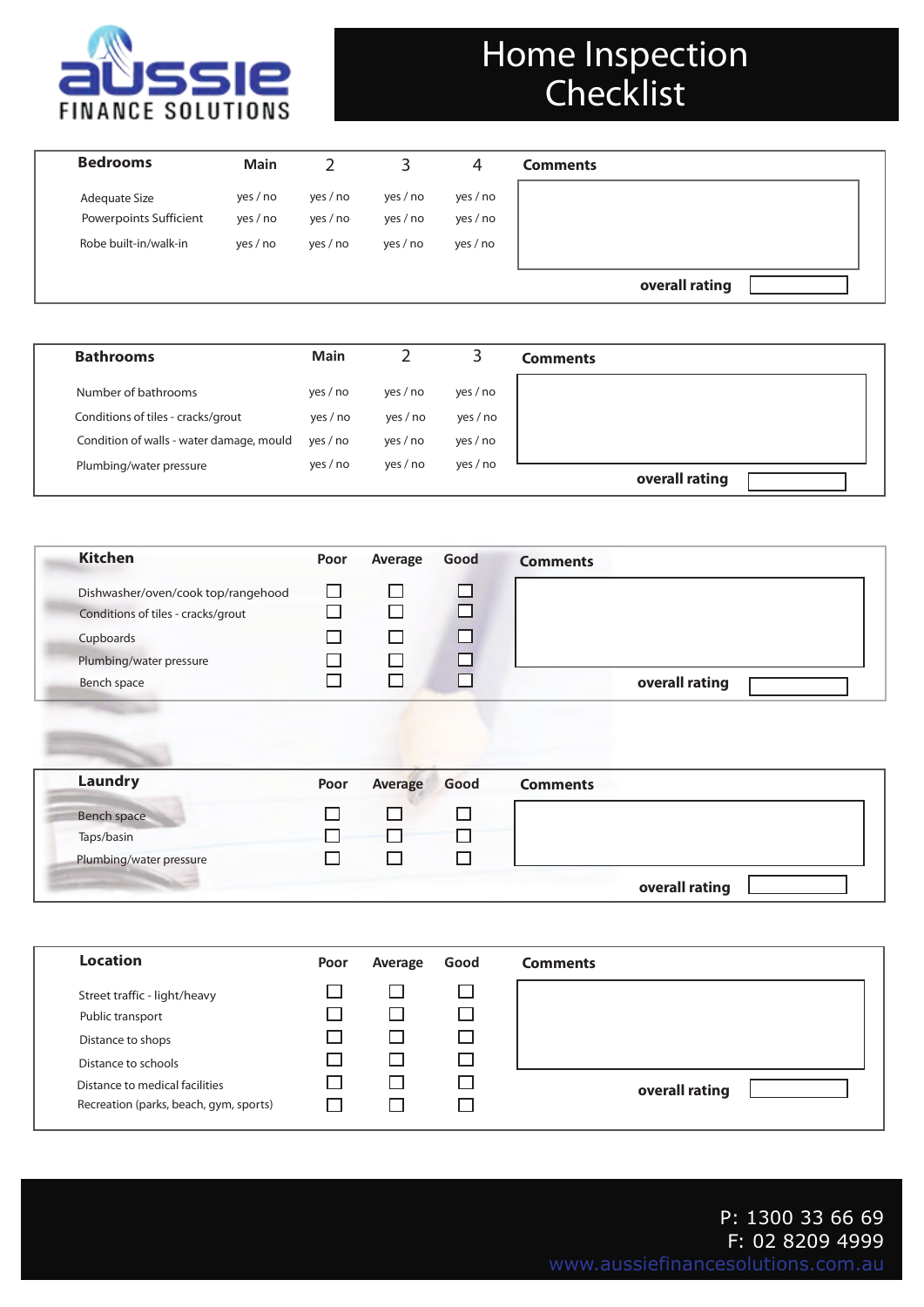# Home Inspection Checklist

aussie FINANCE SOLUTIONS

| Bedrooms | Main | 2 | 3 | 4 |
|---|---|---|---|---|
| Adequate Size | yes / no | yes / no | yes / no | yes / no |
| Powerpoints Sufficient | yes / no | yes / no | yes / no | yes / no |
| Robe built-in/walk-in | yes / no | yes / no | yes / no | yes / no |

**Comments**

**overall rating**

| Bathrooms | Main | 2 | 3 |
|---|---|---|---|
| Number of bathrooms | yes / no | yes / no | yes / no |
| Conditions of tiles - cracks/grout | yes / no | yes / no | yes / no |
| Condition of walls - water damage, mould | yes / no | yes / no | yes / no |
| Plumbing/water pressure | yes / no | yes / no | yes / no |

**Comments**

**overall rating**

| Kitchen | Poor | Average | Good |
|---|---|---|---|
| Dishwasher/oven/cook top/rangehood | ☐ | ☐ | ☐ |
| Conditions of tiles - cracks/grout | ☐ | ☐ | ☐ |
| Cupboards | ☐ | ☐ | ☐ |
| Plumbing/water pressure | ☐ | ☐ | ☐ |
| Bench space | ☐ | ☐ | ☐ |

**Comments**

**overall rating**

| Laundry | Poor | Average | Good |
|---|---|---|---|
| Bench space | ☐ | ☐ | ☐ |
| Taps/basin | ☐ | ☐ | ☐ |
| Plumbing/water pressure | ☐ | ☐ | ☐ |

**Comments**

**overall rating**

| Location | Poor | Average | Good |
|---|---|---|---|
| Street traffic - light/heavy | ☐ | ☐ | ☐ |
| Public transport | ☐ | ☐ | ☐ |
| Distance to shops | ☐ | ☐ | ☐ |
| Distance to schools | ☐ | ☐ | ☐ |
| Distance to medical facilities | ☐ | ☐ | ☐ |
| Recreation (parks, beach, gym, sports) | ☐ | ☐ | ☐ |

**Comments**

**overall rating**

P: 1300 33 66 69
F: 02 8209 4999
www.aussiefinancesolutions.com.au